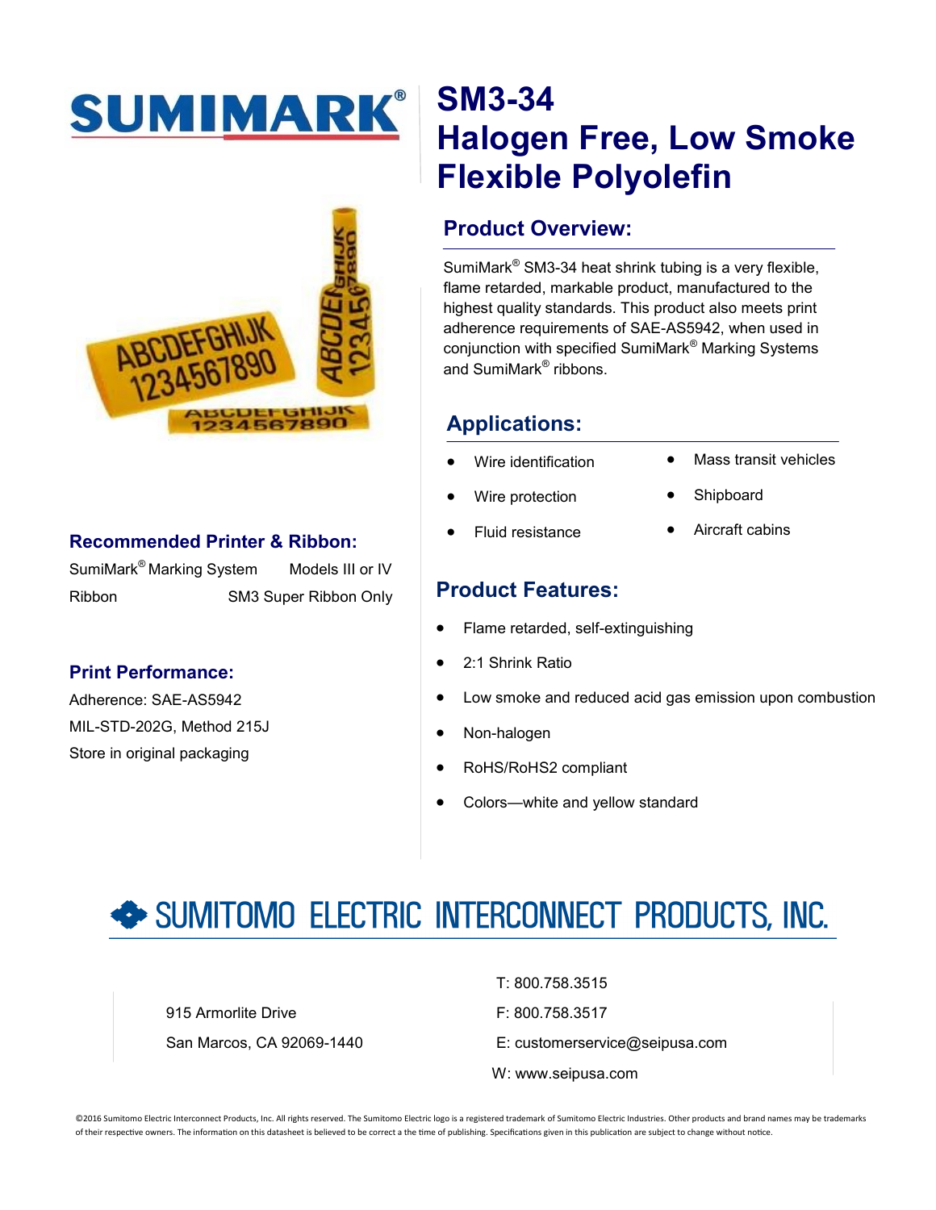# SM3-34 Halogen Free, Low Smoke Flexible Polyolefin

## Product Overview:

SumiMark® SM3-34 heat shrink tubing is a very flexible, flame retarded, markable product, manufactured to the highest quality standards. This product also meets print adherence requirements of SAE-AS5942, when used in conjunction with specified SumiMark® Marking Systems and SumiMark® ribbons.

## Applications:

- Wire identification
- Wire protection
- Fluid resistance
- Mass transit vehicles
- Shipboard
- Aircraft cabins

## Product Features:

- Flame retarded, self-extinguishing
- 2:1 Shrink Ratio
- Low smoke and reduced acid gas emission upon combustion
- Non-halogen
- RoHS/RoHS2 compliant
- Colors—white and yellow standard

## Recommended Printer & Ribbon:

| | |
|---|---|
| SumiMark® Marking System | Models III or IV |
| Ribbon | SM3 Super Ribbon Only |

## Print Performance:

Adherence: SAE-AS5942

MIL-STD-202G, Method 215J

Store in original packaging

## SUMITOMO ELECTRIC INTERCONNECT PRODUCTS, INC.

915 Armorlite Drive
San Marcos, CA 92069-1440

T: 800.758.3515
F: 800.758.3517
E: customerservice@seipusa.com
W: www.seipusa.com

©2016 Sumitomo Electric Interconnect Products, Inc. All rights reserved. The Sumitomo Electric logo is a registered trademark of Sumitomo Electric Industries. Other products and brand names may be trademarks of their respective owners. The information on this datasheet is believed to be correct a the time of publishing. Specifications given in this publication are subject to change without notice.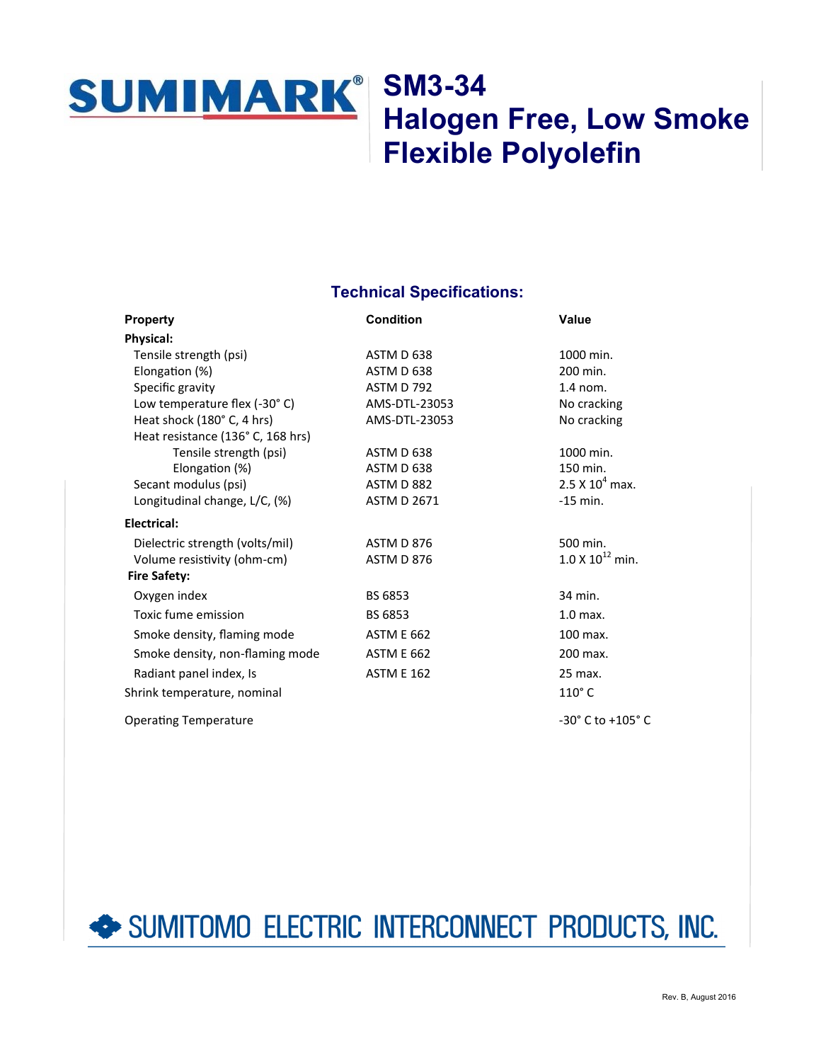# SUMIMARK®

# SM3-34 Halogen Free, Low Smoke Flexible Polyolefin

## Technical Specifications:

| Property | Condition | Value |
|---|---|---|
| **Physical:** | | |
| Tensile strength (psi) | ASTM D 638 | 1000 min. |
| Elongation (%) | ASTM D 638 | 200 min. |
| Specific gravity | ASTM D 792 | 1.4 nom. |
| Low temperature flex (-30° C) | AMS-DTL-23053 | No cracking |
| Heat shock (180° C, 4 hrs) | AMS-DTL-23053 | No cracking |
| Heat resistance (136° C, 168 hrs) | | |
| Tensile strength (psi) | ASTM D 638 | 1000 min. |
| Elongation (%) | ASTM D 638 | 150 min. |
| Secant modulus (psi) | ASTM D 882 | $2.5 \times 10^4$ max. |
| Longitudinal change, L/C, (%) | ASTM D 2671 | -15 min. |
| **Electrical:** | | |
| Dielectric strength (volts/mil) | ASTM D 876 | 500 min. |
| Volume resistivity (ohm-cm) | ASTM D 876 | $1.0 \times 10^{12}$ min. |
| **Fire Safety:** | | |
| Oxygen index | BS 6853 | 34 min. |
| Toxic fume emission | BS 6853 | 1.0 max. |
| Smoke density, flaming mode | ASTM E 662 | 100 max. |
| Smoke density, non-flaming mode | ASTM E 662 | 200 max. |
| Radiant panel index, Is | ASTM E 162 | 25 max. |
| Shrink temperature, nominal | | 110° C |
| Operating Temperature | | -30° C to +105° C |

SUMITOMO ELECTRIC INTERCONNECT PRODUCTS, INC.

Rev. B, August 2016